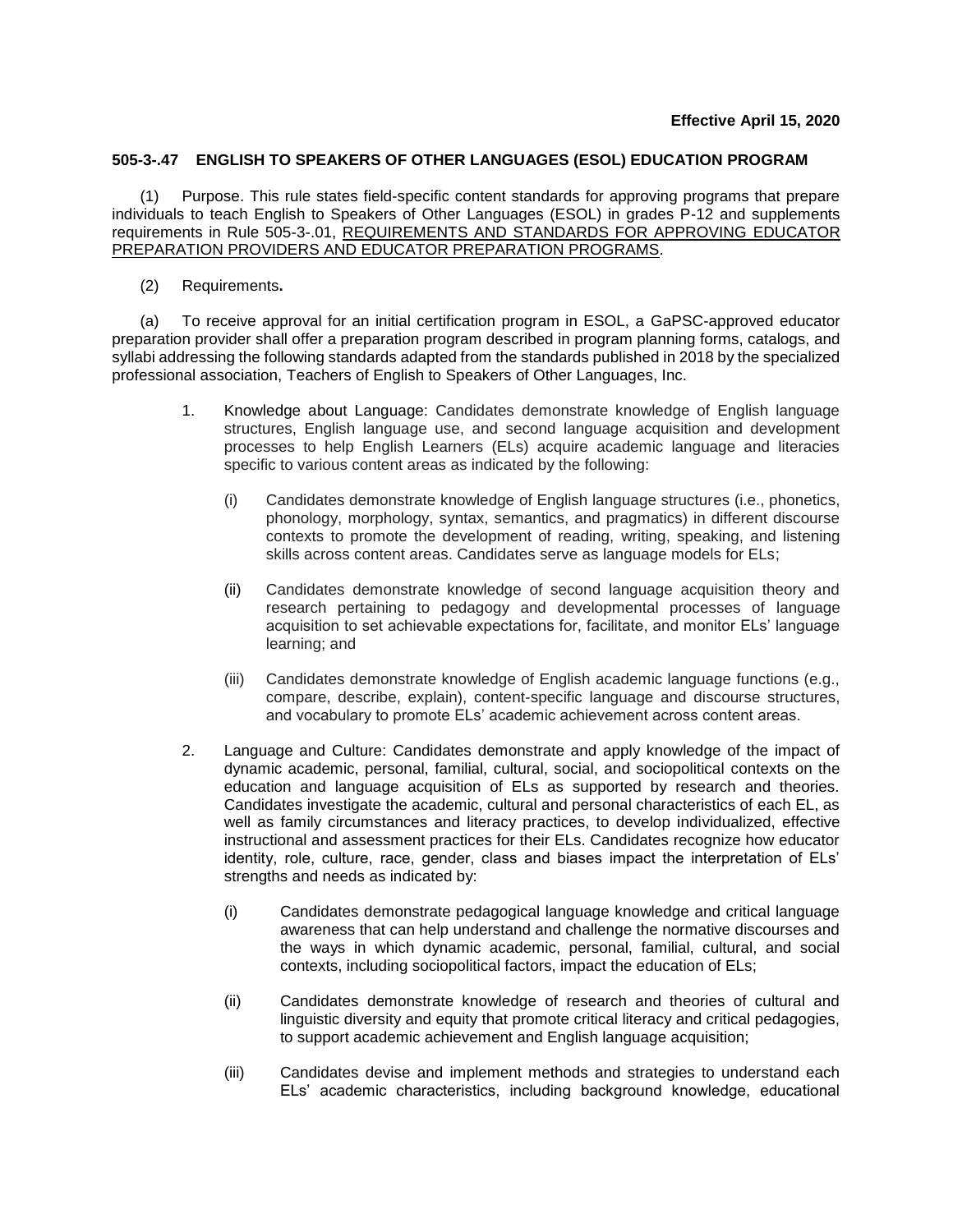**Effective April 15, 2020**

## 505-3-.47 ENGLISH TO SPEAKERS OF OTHER LANGUAGES (ESOL) EDUCATION PROGRAM

(1) Purpose. This rule states field-specific content standards for approving programs that prepare individuals to teach English to Speakers of Other Languages (ESOL) in grades P-12 and supplements requirements in Rule 505-3-.01, REQUIREMENTS AND STANDARDS FOR APPROVING EDUCATOR PREPARATION PROVIDERS AND EDUCATOR PREPARATION PROGRAMS.

(2) Requirements**.**

(a) To receive approval for an initial certification program in ESOL, a GaPSC-approved educator preparation provider shall offer a preparation program described in program planning forms, catalogs, and syllabi addressing the following standards adapted from the standards published in 2018 by the specialized professional association, Teachers of English to Speakers of Other Languages, Inc.

1. Knowledge about Language: Candidates demonstrate knowledge of English language structures, English language use, and second language acquisition and development processes to help English Learners (ELs) acquire academic language and literacies specific to various content areas as indicated by the following:

   (i) Candidates demonstrate knowledge of English language structures (i.e., phonetics, phonology, morphology, syntax, semantics, and pragmatics) in different discourse contexts to promote the development of reading, writing, speaking, and listening skills across content areas. Candidates serve as language models for ELs;

   (ii) Candidates demonstrate knowledge of second language acquisition theory and research pertaining to pedagogy and developmental processes of language acquisition to set achievable expectations for, facilitate, and monitor ELs' language learning; and

   (iii) Candidates demonstrate knowledge of English academic language functions (e.g., compare, describe, explain), content-specific language and discourse structures, and vocabulary to promote ELs' academic achievement across content areas.

2. Language and Culture: Candidates demonstrate and apply knowledge of the impact of dynamic academic, personal, familial, cultural, social, and sociopolitical contexts on the education and language acquisition of ELs as supported by research and theories. Candidates investigate the academic, cultural and personal characteristics of each EL, as well as family circumstances and literacy practices, to develop individualized, effective instructional and assessment practices for their ELs. Candidates recognize how educator identity, role, culture, race, gender, class and biases impact the interpretation of ELs' strengths and needs as indicated by:

   (i) Candidates demonstrate pedagogical language knowledge and critical language awareness that can help understand and challenge the normative discourses and the ways in which dynamic academic, personal, familial, cultural, and social contexts, including sociopolitical factors, impact the education of ELs;

   (ii) Candidates demonstrate knowledge of research and theories of cultural and linguistic diversity and equity that promote critical literacy and critical pedagogies, to support academic achievement and English language acquisition;

   (iii) Candidates devise and implement methods and strategies to understand each ELs' academic characteristics, including background knowledge, educational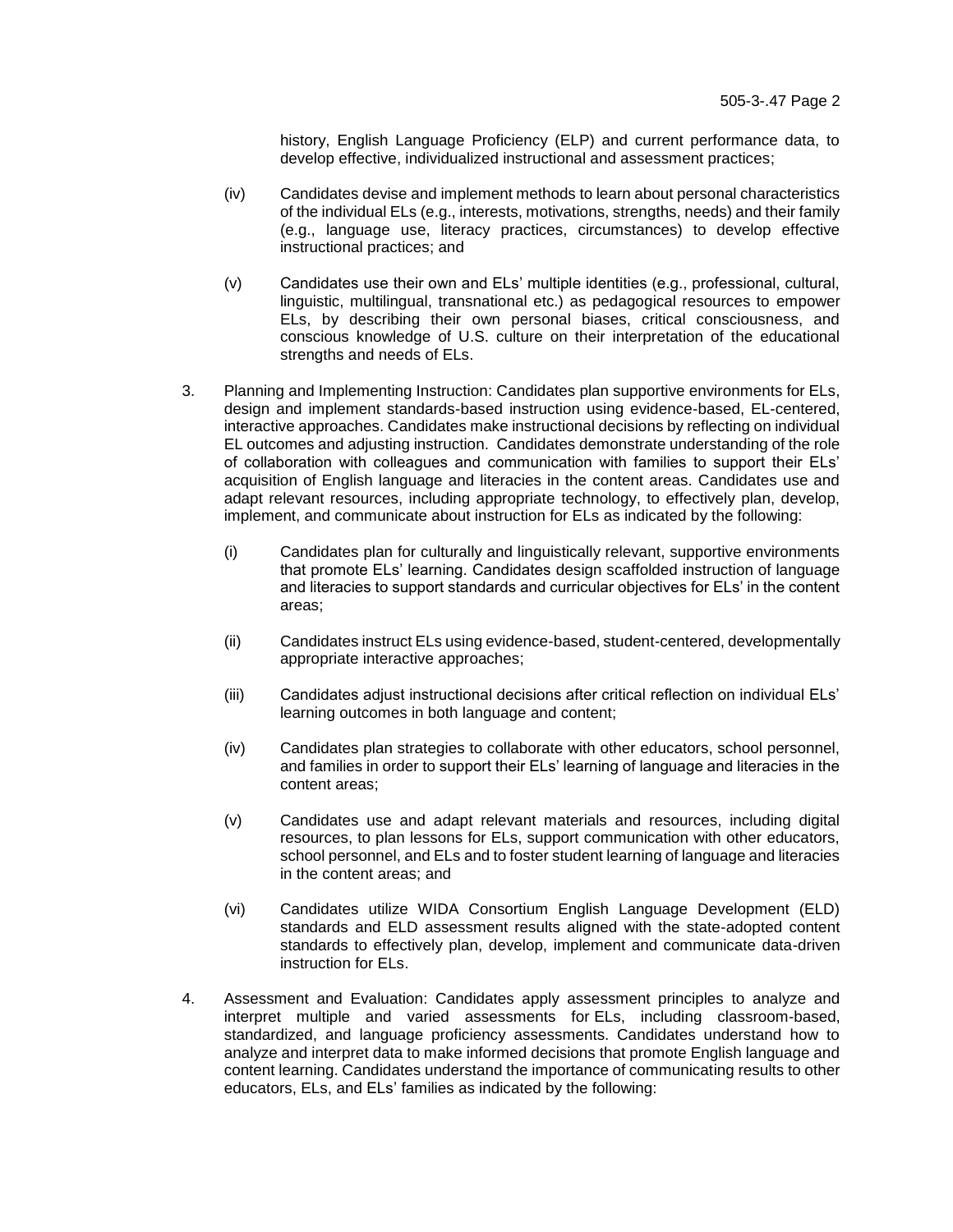history, English Language Proficiency (ELP) and current performance data, to develop effective, individualized instructional and assessment practices;

(iv) Candidates devise and implement methods to learn about personal characteristics of the individual ELs (e.g., interests, motivations, strengths, needs) and their family (e.g., language use, literacy practices, circumstances) to develop effective instructional practices; and

(v) Candidates use their own and ELs' multiple identities (e.g., professional, cultural, linguistic, multilingual, transnational etc.) as pedagogical resources to empower ELs, by describing their own personal biases, critical consciousness, and conscious knowledge of U.S. culture on their interpretation of the educational strengths and needs of ELs.

3. Planning and Implementing Instruction: Candidates plan supportive environments for ELs, design and implement standards-based instruction using evidence-based, EL-centered, interactive approaches. Candidates make instructional decisions by reflecting on individual EL outcomes and adjusting instruction. Candidates demonstrate understanding of the role of collaboration with colleagues and communication with families to support their ELs' acquisition of English language and literacies in the content areas. Candidates use and adapt relevant resources, including appropriate technology, to effectively plan, develop, implement, and communicate about instruction for ELs as indicated by the following:

(i) Candidates plan for culturally and linguistically relevant, supportive environments that promote ELs' learning. Candidates design scaffolded instruction of language and literacies to support standards and curricular objectives for ELs' in the content areas;

(ii) Candidates instruct ELs using evidence-based, student-centered, developmentally appropriate interactive approaches;

(iii) Candidates adjust instructional decisions after critical reflection on individual ELs' learning outcomes in both language and content;

(iv) Candidates plan strategies to collaborate with other educators, school personnel, and families in order to support their ELs' learning of language and literacies in the content areas;

(v) Candidates use and adapt relevant materials and resources, including digital resources, to plan lessons for ELs, support communication with other educators, school personnel, and ELs and to foster student learning of language and literacies in the content areas; and

(vi) Candidates utilize WIDA Consortium English Language Development (ELD) standards and ELD assessment results aligned with the state-adopted content standards to effectively plan, develop, implement and communicate data-driven instruction for ELs.

4. Assessment and Evaluation: Candidates apply assessment principles to analyze and interpret multiple and varied assessments for ELs, including classroom-based, standardized, and language proficiency assessments. Candidates understand how to analyze and interpret data to make informed decisions that promote English language and content learning. Candidates understand the importance of communicating results to other educators, ELs, and ELs' families as indicated by the following: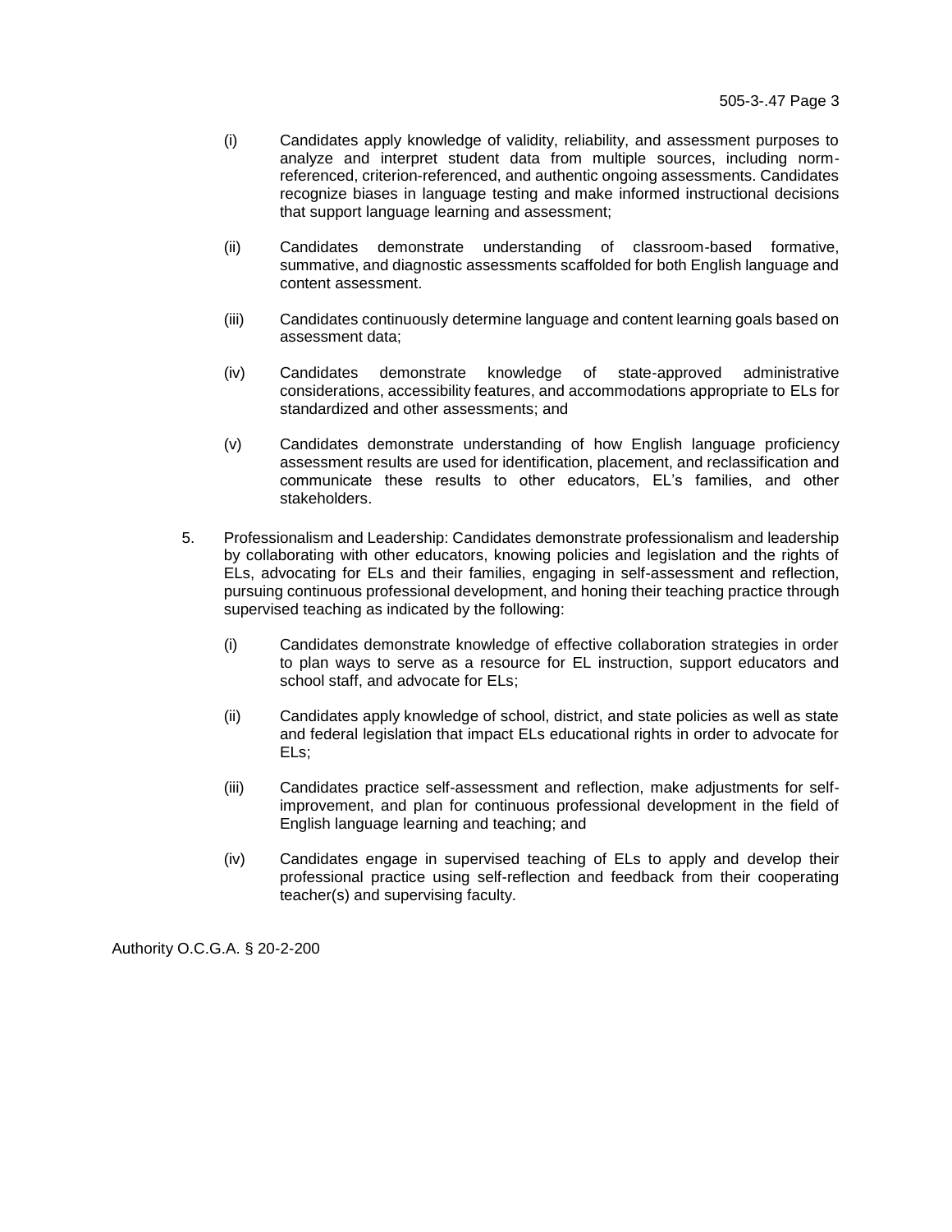(i) Candidates apply knowledge of validity, reliability, and assessment purposes to analyze and interpret student data from multiple sources, including norm-referenced, criterion-referenced, and authentic ongoing assessments. Candidates recognize biases in language testing and make informed instructional decisions that support language learning and assessment;

(ii) Candidates demonstrate understanding of classroom-based formative, summative, and diagnostic assessments scaffolded for both English language and content assessment.

(iii) Candidates continuously determine language and content learning goals based on assessment data;

(iv) Candidates demonstrate knowledge of state-approved administrative considerations, accessibility features, and accommodations appropriate to ELs for standardized and other assessments; and

(v) Candidates demonstrate understanding of how English language proficiency assessment results are used for identification, placement, and reclassification and communicate these results to other educators, EL's families, and other stakeholders.

5. Professionalism and Leadership: Candidates demonstrate professionalism and leadership by collaborating with other educators, knowing policies and legislation and the rights of ELs, advocating for ELs and their families, engaging in self-assessment and reflection, pursuing continuous professional development, and honing their teaching practice through supervised teaching as indicated by the following:

    (i) Candidates demonstrate knowledge of effective collaboration strategies in order to plan ways to serve as a resource for EL instruction, support educators and school staff, and advocate for ELs;

    (ii) Candidates apply knowledge of school, district, and state policies as well as state and federal legislation that impact ELs educational rights in order to advocate for ELs;

    (iii) Candidates practice self-assessment and reflection, make adjustments for self-improvement, and plan for continuous professional development in the field of English language learning and teaching; and

    (iv) Candidates engage in supervised teaching of ELs to apply and develop their professional practice using self-reflection and feedback from their cooperating teacher(s) and supervising faculty.

Authority O.C.G.A. § 20-2-200